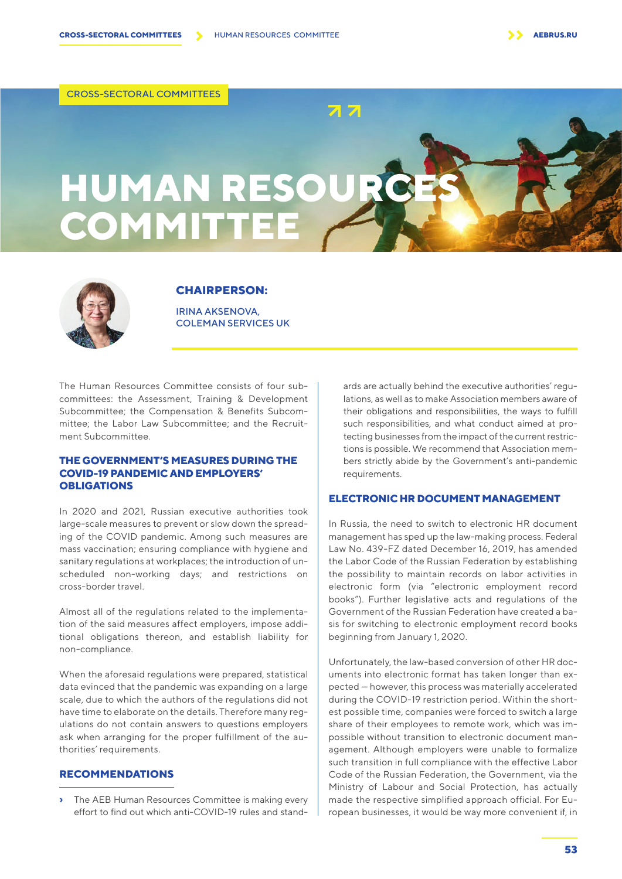CROSS-SECTORAL COMMITTEES

# HUMAN RESOURCES COMMITTEE

**CHAIRPERSON:**

IRINA AKSENOVA,
COLEMAN SERVICES UK

The Human Resources Committee consists of four subcommittees: the Assessment, Training & Development Subcommittee; the Compensation & Benefits Subcommittee; the Labor Law Subcommittee; and the Recruitment Subcommittee.

## THE GOVERNMENT'S MEASURES DURING THE COVID-19 PANDEMIC AND EMPLOYERS' OBLIGATIONS

In 2020 and 2021, Russian executive authorities took large-scale measures to prevent or slow down the spreading of the COVID pandemic. Among such measures are mass vaccination; ensuring compliance with hygiene and sanitary regulations at workplaces; the introduction of unscheduled non-working days; and restrictions on cross-border travel.

Almost all of the regulations related to the implementation of the said measures affect employers, impose additional obligations thereon, and establish liability for non-compliance.

When the aforesaid regulations were prepared, statistical data evinced that the pandemic was expanding on a large scale, due to which the authors of the regulations did not have time to elaborate on the details. Therefore many regulations do not contain answers to questions employers ask when arranging for the proper fulfillment of the authorities' requirements.

## RECOMMENDATIONS

- The AEB Human Resources Committee is making every effort to find out which anti-COVID-19 rules and standards are actually behind the executive authorities' regulations, as well as to make Association members aware of their obligations and responsibilities, the ways to fulfill such responsibilities, and what conduct aimed at protecting businesses from the impact of the current restrictions is possible. We recommend that Association members strictly abide by the Government's anti-pandemic requirements.

## ELECTRONIC HR DOCUMENT MANAGEMENT

In Russia, the need to switch to electronic HR document management has sped up the law-making process. Federal Law No. 439-FZ dated December 16, 2019, has amended the Labor Code of the Russian Federation by establishing the possibility to maintain records on labor activities in electronic form (via "electronic employment record books"). Further legislative acts and regulations of the Government of the Russian Federation have created a basis for switching to electronic employment record books beginning from January 1, 2020.

Unfortunately, the law-based conversion of other HR documents into electronic format has taken longer than expected — however, this process was materially accelerated during the COVID-19 restriction period. Within the shortest possible time, companies were forced to switch a large share of their employees to remote work, which was impossible without transition to electronic document management. Although employers were unable to formalize such transition in full compliance with the effective Labor Code of the Russian Federation, the Government, via the Ministry of Labour and Social Protection, has actually made the respective simplified approach official. For European businesses, it would be way more convenient if, in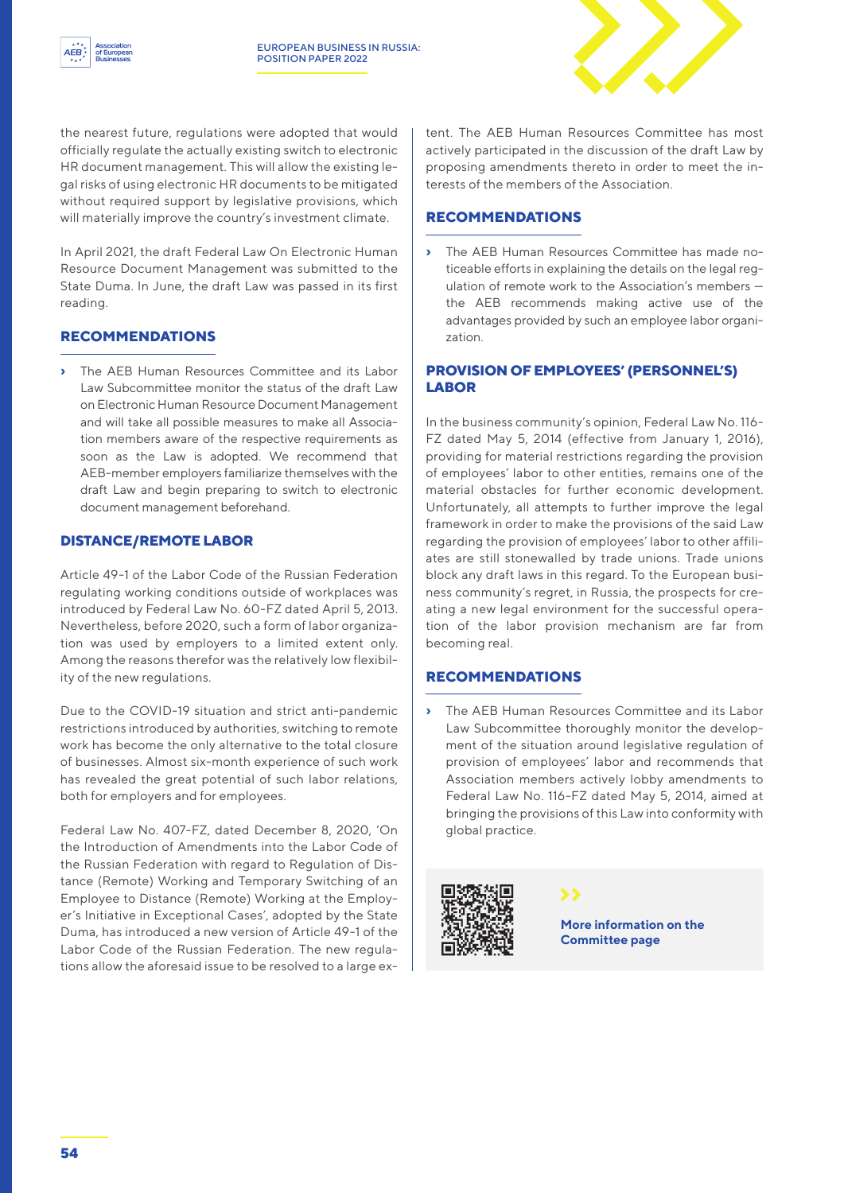the nearest future, regulations were adopted that would officially regulate the actually existing switch to electronic HR document management. This will allow the existing legal risks of using electronic HR documents to be mitigated without required support by legislative provisions, which will materially improve the country's investment climate.

In April 2021, the draft Federal Law On Electronic Human Resource Document Management was submitted to the State Duma. In June, the draft Law was passed in its first reading.

## RECOMMENDATIONS

- The AEB Human Resources Committee and its Labor Law Subcommittee monitor the status of the draft Law on Electronic Human Resource Document Management and will take all possible measures to make all Association members aware of the respective requirements as soon as the Law is adopted. We recommend that AEB-member employers familiarize themselves with the draft Law and begin preparing to switch to electronic document management beforehand.

## DISTANCE/REMOTE LABOR

Article 49-1 of the Labor Code of the Russian Federation regulating working conditions outside of workplaces was introduced by Federal Law No. 60-FZ dated April 5, 2013. Nevertheless, before 2020, such a form of labor organization was used by employers to a limited extent only. Among the reasons therefor was the relatively low flexibility of the new regulations.

Due to the COVID-19 situation and strict anti-pandemic restrictions introduced by authorities, switching to remote work has become the only alternative to the total closure of businesses. Almost six-month experience of such work has revealed the great potential of such labor relations, both for employers and for employees.

Federal Law No. 407-FZ, dated December 8, 2020, 'On the Introduction of Amendments into the Labor Code of the Russian Federation with regard to Regulation of Distance (Remote) Working and Temporary Switching of an Employee to Distance (Remote) Working at the Employer's Initiative in Exceptional Cases', adopted by the State Duma, has introduced a new version of Article 49-1 of the Labor Code of the Russian Federation. The new regulations allow the aforesaid issue to be resolved to a large extent. The AEB Human Resources Committee has most actively participated in the discussion of the draft Law by proposing amendments thereto in order to meet the interests of the members of the Association.

## RECOMMENDATIONS

- The AEB Human Resources Committee has made noticeable efforts in explaining the details on the legal regulation of remote work to the Association's members — the AEB recommends making active use of the advantages provided by such an employee labor organization.

## PROVISION OF EMPLOYEES' (PERSONNEL'S) LABOR

In the business community's opinion, Federal Law No. 116-FZ dated May 5, 2014 (effective from January 1, 2016), providing for material restrictions regarding the provision of employees' labor to other entities, remains one of the material obstacles for further economic development. Unfortunately, all attempts to further improve the legal framework in order to make the provisions of the said Law regarding the provision of employees' labor to other affiliates are still stonewalled by trade unions. Trade unions block any draft laws in this regard. To the European business community's regret, in Russia, the prospects for creating a new legal environment for the successful operation of the labor provision mechanism are far from becoming real.

## RECOMMENDATIONS

- The AEB Human Resources Committee and its Labor Law Subcommittee thoroughly monitor the development of the situation around legislative regulation of provision of employees' labor and recommends that Association members actively lobby amendments to Federal Law No. 116-FZ dated May 5, 2014, aimed at bringing the provisions of this Law into conformity with global practice.

**More information on the Committee page**